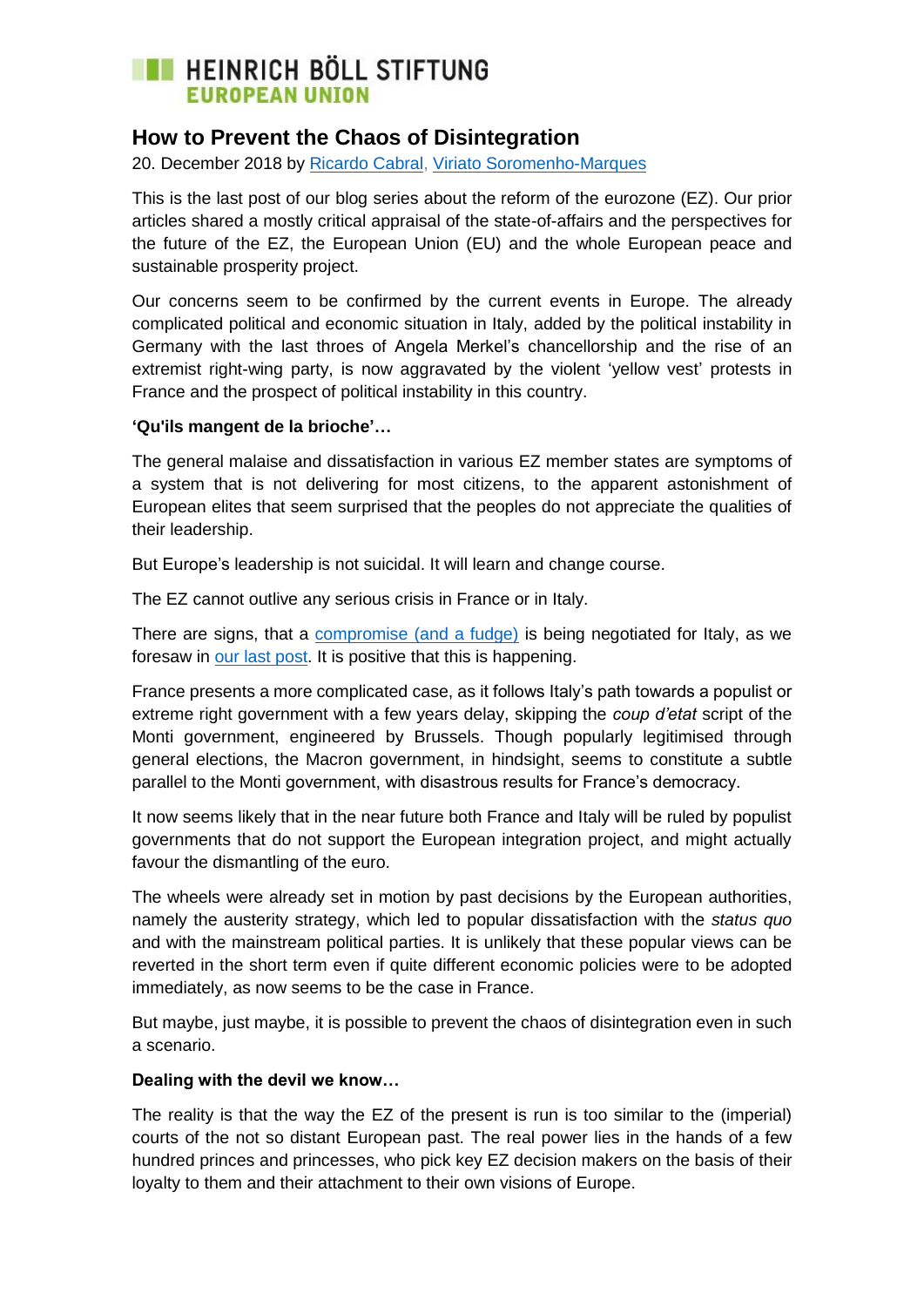HEINRICH BÖLL STIFTUNG
EUROPEAN UNION

# How to Prevent the Chaos of Disintegration

20. December 2018 by Ricardo Cabral, Viriato Soromenho-Marques

This is the last post of our blog series about the reform of the eurozone (EZ). Our prior articles shared a mostly critical appraisal of the state-of-affairs and the perspectives for the future of the EZ, the European Union (EU) and the whole European peace and sustainable prosperity project.

Our concerns seem to be confirmed by the current events in Europe. The already complicated political and economic situation in Italy, added by the political instability in Germany with the last throes of Angela Merkel's chancellorship and the rise of an extremist right-wing party, is now aggravated by the violent 'yellow vest' protests in France and the prospect of political instability in this country.

**'Qu'ils mangent de la brioche'…**

The general malaise and dissatisfaction in various EZ member states are symptoms of a system that is not delivering for most citizens, to the apparent astonishment of European elites that seem surprised that the peoples do not appreciate the qualities of their leadership.

But Europe's leadership is not suicidal. It will learn and change course.

The EZ cannot outlive any serious crisis in France or in Italy.

There are signs, that a compromise (and a fudge) is being negotiated for Italy, as we foresaw in our last post. It is positive that this is happening.

France presents a more complicated case, as it follows Italy's path towards a populist or extreme right government with a few years delay, skipping the *coup d'etat* script of the Monti government, engineered by Brussels. Though popularly legitimised through general elections, the Macron government, in hindsight, seems to constitute a subtle parallel to the Monti government, with disastrous results for France's democracy.

It now seems likely that in the near future both France and Italy will be ruled by populist governments that do not support the European integration project, and might actually favour the dismantling of the euro.

The wheels were already set in motion by past decisions by the European authorities, namely the austerity strategy, which led to popular dissatisfaction with the *status quo* and with the mainstream political parties. It is unlikely that these popular views can be reverted in the short term even if quite different economic policies were to be adopted immediately, as now seems to be the case in France.

But maybe, just maybe, it is possible to prevent the chaos of disintegration even in such a scenario.

**Dealing with the devil we know…**

The reality is that the way the EZ of the present is run is too similar to the (imperial) courts of the not so distant European past. The real power lies in the hands of a few hundred princes and princesses, who pick key EZ decision makers on the basis of their loyalty to them and their attachment to their own visions of Europe.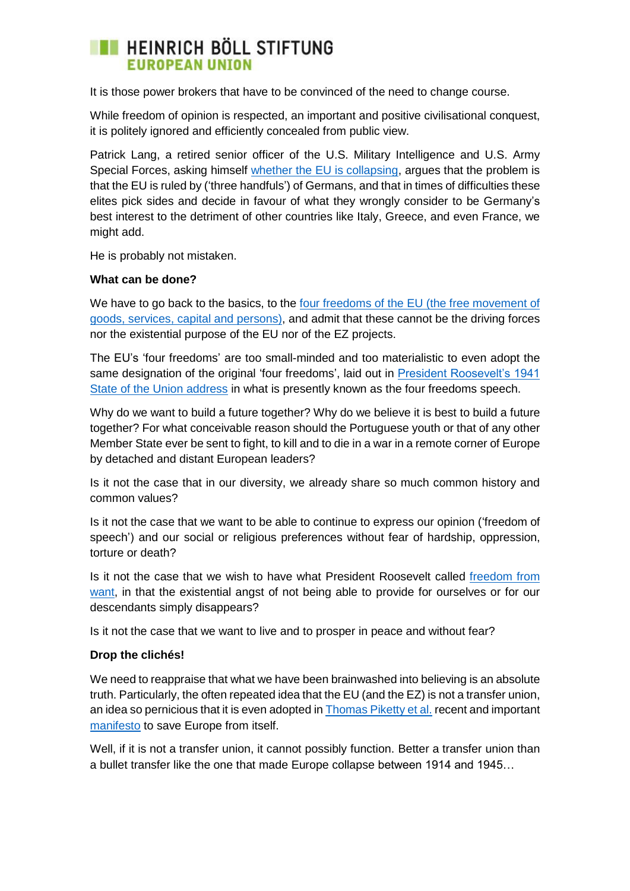It is those power brokers that have to be convinced of the need to change course.

While freedom of opinion is respected, an important and positive civilisational conquest, it is politely ignored and efficiently concealed from public view.

Patrick Lang, a retired senior officer of the U.S. Military Intelligence and U.S. Army Special Forces, asking himself whether the EU is collapsing, argues that the problem is that the EU is ruled by ('three handfuls') of Germans, and that in times of difficulties these elites pick sides and decide in favour of what they wrongly consider to be Germany's best interest to the detriment of other countries like Italy, Greece, and even France, we might add.

He is probably not mistaken.

**What can be done?**

We have to go back to the basics, to the four freedoms of the EU (the free movement of goods, services, capital and persons), and admit that these cannot be the driving forces nor the existential purpose of the EU nor of the EZ projects.

The EU's 'four freedoms' are too small-minded and too materialistic to even adopt the same designation of the original 'four freedoms', laid out in President Roosevelt's 1941 State of the Union address in what is presently known as the four freedoms speech.

Why do we want to build a future together? Why do we believe it is best to build a future together? For what conceivable reason should the Portuguese youth or that of any other Member State ever be sent to fight, to kill and to die in a war in a remote corner of Europe by detached and distant European leaders?

Is it not the case that in our diversity, we already share so much common history and common values?

Is it not the case that we want to be able to continue to express our opinion ('freedom of speech') and our social or religious preferences without fear of hardship, oppression, torture or death?

Is it not the case that we wish to have what President Roosevelt called freedom from want, in that the existential angst of not being able to provide for ourselves or for our descendants simply disappears?

Is it not the case that we want to live and to prosper in peace and without fear?

**Drop the clichés!**

We need to reappraise that what we have been brainwashed into believing is an absolute truth. Particularly, the often repeated idea that the EU (and the EZ) is not a transfer union, an idea so pernicious that it is even adopted in Thomas Piketty et al. recent and important manifesto to save Europe from itself.

Well, if it is not a transfer union, it cannot possibly function. Better a transfer union than a bullet transfer like the one that made Europe collapse between 1914 and 1945…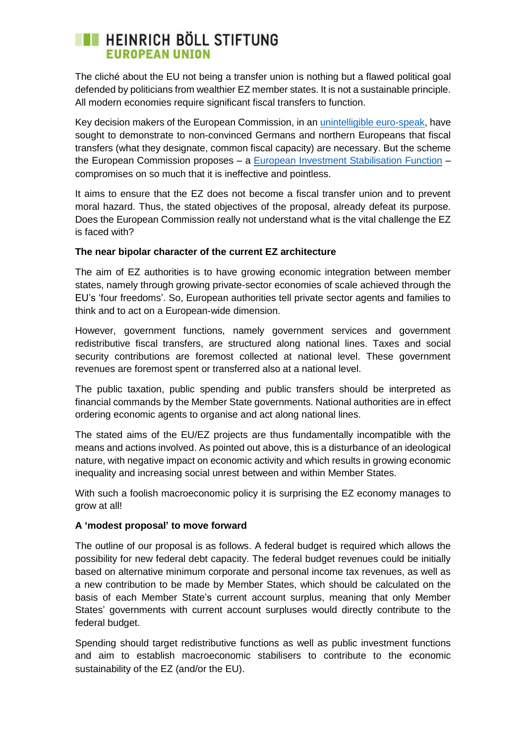The cliché about the EU not being a transfer union is nothing but a flawed political goal defended by politicians from wealthier EZ member states. It is not a sustainable principle. All modern economies require significant fiscal transfers to function.

Key decision makers of the European Commission, in an unintelligible euro-speak, have sought to demonstrate to non-convinced Germans and northern Europeans that fiscal transfers (what they designate, common fiscal capacity) are necessary. But the scheme the European Commission proposes – a European Investment Stabilisation Function – compromises on so much that it is ineffective and pointless.

It aims to ensure that the EZ does not become a fiscal transfer union and to prevent moral hazard. Thus, the stated objectives of the proposal, already defeat its purpose. Does the European Commission really not understand what is the vital challenge the EZ is faced with?

**The near bipolar character of the current EZ architecture**

The aim of EZ authorities is to have growing economic integration between member states, namely through growing private-sector economies of scale achieved through the EU's 'four freedoms'. So, European authorities tell private sector agents and families to think and to act on a European-wide dimension.

However, government functions, namely government services and government redistributive fiscal transfers, are structured along national lines. Taxes and social security contributions are foremost collected at national level. These government revenues are foremost spent or transferred also at a national level.

The public taxation, public spending and public transfers should be interpreted as financial commands by the Member State governments. National authorities are in effect ordering economic agents to organise and act along national lines.

The stated aims of the EU/EZ projects are thus fundamentally incompatible with the means and actions involved. As pointed out above, this is a disturbance of an ideological nature, with negative impact on economic activity and which results in growing economic inequality and increasing social unrest between and within Member States.

With such a foolish macroeconomic policy it is surprising the EZ economy manages to grow at all!

**A 'modest proposal' to move forward**

The outline of our proposal is as follows. A federal budget is required which allows the possibility for new federal debt capacity. The federal budget revenues could be initially based on alternative minimum corporate and personal income tax revenues, as well as a new contribution to be made by Member States, which should be calculated on the basis of each Member State's current account surplus, meaning that only Member States' governments with current account surpluses would directly contribute to the federal budget.

Spending should target redistributive functions as well as public investment functions and aim to establish macroeconomic stabilisers to contribute to the economic sustainability of the EZ (and/or the EU).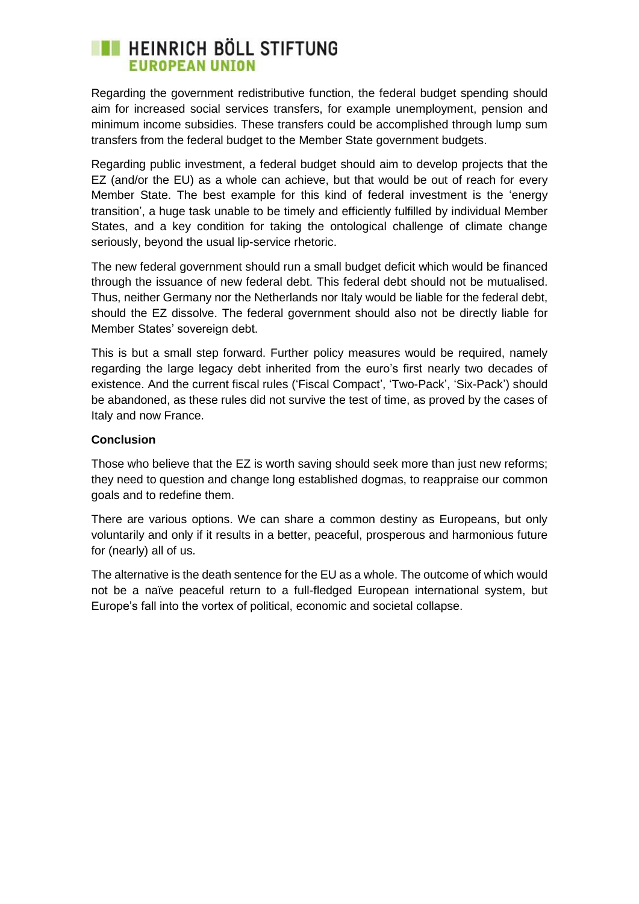Regarding the government redistributive function, the federal budget spending should aim for increased social services transfers, for example unemployment, pension and minimum income subsidies. These transfers could be accomplished through lump sum transfers from the federal budget to the Member State government budgets.

Regarding public investment, a federal budget should aim to develop projects that the EZ (and/or the EU) as a whole can achieve, but that would be out of reach for every Member State. The best example for this kind of federal investment is the 'energy transition', a huge task unable to be timely and efficiently fulfilled by individual Member States, and a key condition for taking the ontological challenge of climate change seriously, beyond the usual lip-service rhetoric.

The new federal government should run a small budget deficit which would be financed through the issuance of new federal debt. This federal debt should not be mutualised. Thus, neither Germany nor the Netherlands nor Italy would be liable for the federal debt, should the EZ dissolve. The federal government should also not be directly liable for Member States' sovereign debt.

This is but a small step forward. Further policy measures would be required, namely regarding the large legacy debt inherited from the euro's first nearly two decades of existence. And the current fiscal rules ('Fiscal Compact', 'Two-Pack', 'Six-Pack') should be abandoned, as these rules did not survive the test of time, as proved by the cases of Italy and now France.

**Conclusion**

Those who believe that the EZ is worth saving should seek more than just new reforms; they need to question and change long established dogmas, to reappraise our common goals and to redefine them.

There are various options. We can share a common destiny as Europeans, but only voluntarily and only if it results in a better, peaceful, prosperous and harmonious future for (nearly) all of us.

The alternative is the death sentence for the EU as a whole. The outcome of which would not be a naïve peaceful return to a full-fledged European international system, but Europe's fall into the vortex of political, economic and societal collapse.